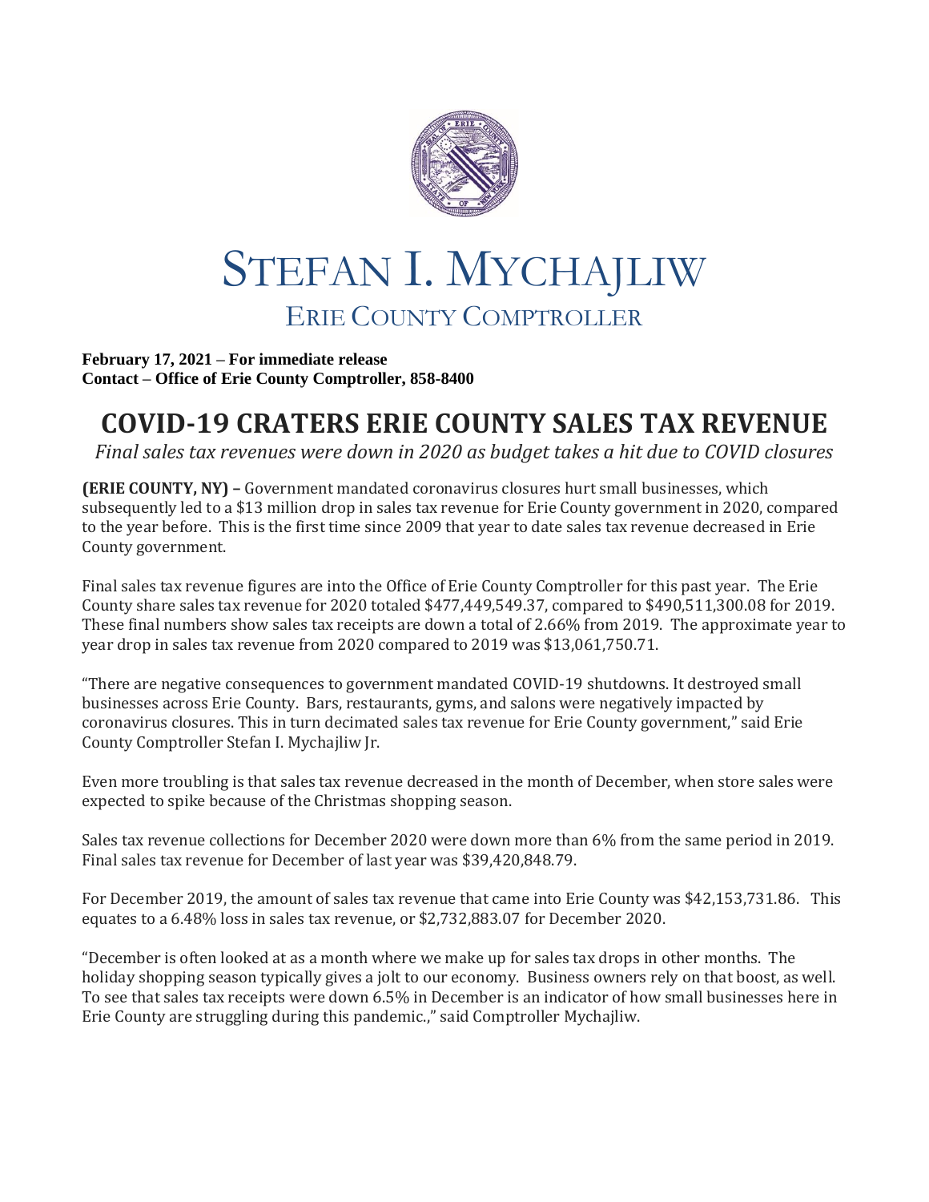# STEFAN I. MYCHAJLIW

## ERIE COUNTY COMPTROLLER

**February 17, 2021 – For immediate release**
**Contact – Office of Erie County Comptroller, 858-8400**

# COVID-19 CRATERS ERIE COUNTY SALES TAX REVENUE

*Final sales tax revenues were down in 2020 as budget takes a hit due to COVID closures*

**(ERIE COUNTY, NY) –** Government mandated coronavirus closures hurt small businesses, which subsequently led to a $13 million drop in sales tax revenue for Erie County government in 2020, compared to the year before. This is the first time since 2009 that year to date sales tax revenue decreased in Erie County government.

Final sales tax revenue figures are into the Office of Erie County Comptroller for this past year. The Erie County share sales tax revenue for 2020 totaled $477,449,549.37, compared to $490,511,300.08 for 2019. These final numbers show sales tax receipts are down a total of 2.66% from 2019. The approximate year to year drop in sales tax revenue from 2020 compared to 2019 was $13,061,750.71.

"There are negative consequences to government mandated COVID-19 shutdowns. It destroyed small businesses across Erie County. Bars, restaurants, gyms, and salons were negatively impacted by coronavirus closures. This in turn decimated sales tax revenue for Erie County government," said Erie County Comptroller Stefan I. Mychajliw Jr.

Even more troubling is that sales tax revenue decreased in the month of December, when store sales were expected to spike because of the Christmas shopping season.

Sales tax revenue collections for December 2020 were down more than 6% from the same period in 2019. Final sales tax revenue for December of last year was $39,420,848.79.

For December 2019, the amount of sales tax revenue that came into Erie County was $42,153,731.86. This equates to a 6.48% loss in sales tax revenue, or $2,732,883.07 for December 2020.

"December is often looked at as a month where we make up for sales tax drops in other months. The holiday shopping season typically gives a jolt to our economy. Business owners rely on that boost, as well. To see that sales tax receipts were down 6.5% in December is an indicator of how small businesses here in Erie County are struggling during this pandemic.," said Comptroller Mychajliw.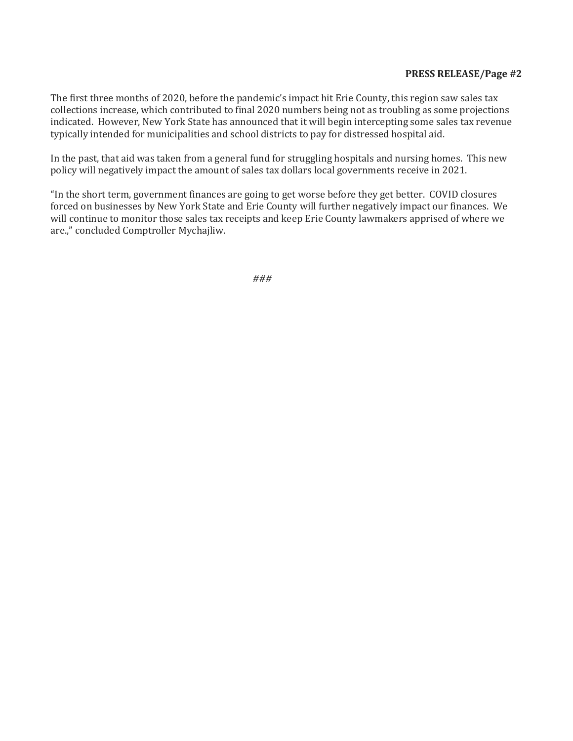The first three months of 2020, before the pandemic's impact hit Erie County, this region saw sales tax collections increase, which contributed to final 2020 numbers being not as troubling as some projections indicated. However, New York State has announced that it will begin intercepting some sales tax revenue typically intended for municipalities and school districts to pay for distressed hospital aid.

In the past, that aid was taken from a general fund for struggling hospitals and nursing homes. This new policy will negatively impact the amount of sales tax dollars local governments receive in 2021.

"In the short term, government finances are going to get worse before they get better. COVID closures forced on businesses by New York State and Erie County will further negatively impact our finances. We will continue to monitor those sales tax receipts and keep Erie County lawmakers apprised of where we are.," concluded Comptroller Mychajliw.

###